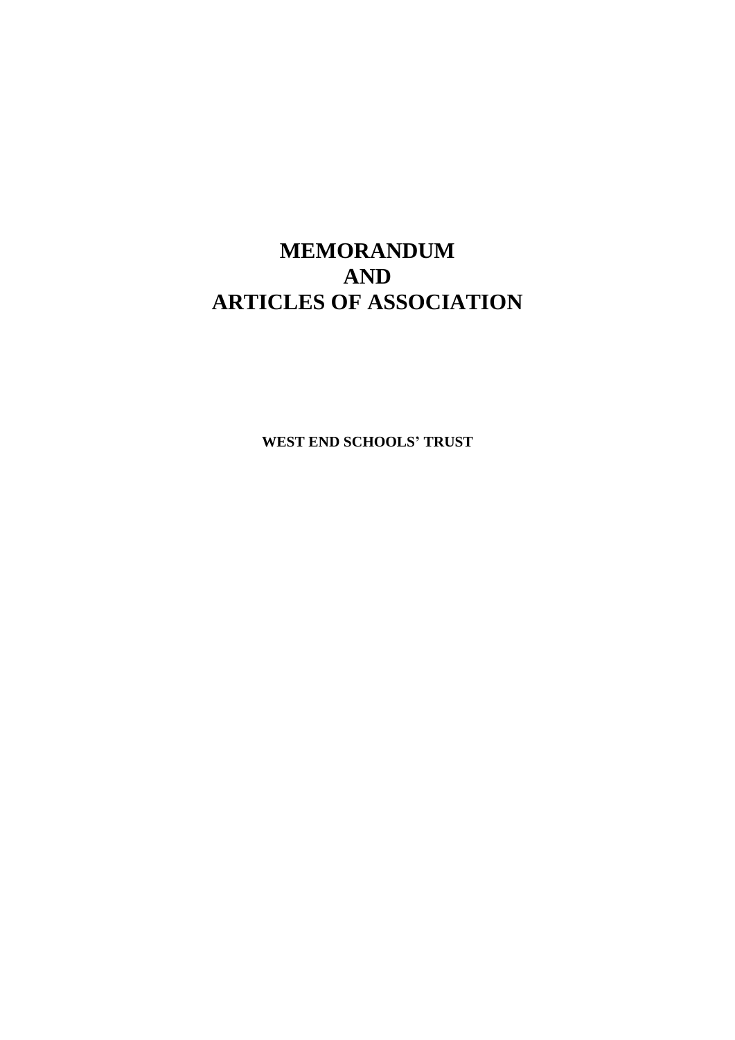# MEMORANDUM
# AND
# ARTICLES OF ASSOCIATION

**WEST END SCHOOLS' TRUST**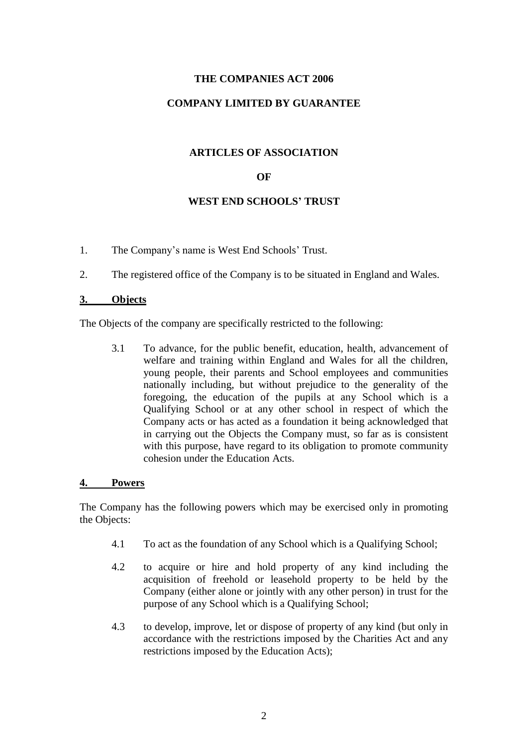**THE COMPANIES ACT 2006**

**COMPANY LIMITED BY GUARANTEE**

**ARTICLES OF ASSOCIATION**

**OF**

**WEST END SCHOOLS' TRUST**

1. The Company's name is West End Schools' Trust.

2. The registered office of the Company is to be situated in England and Wales.

## 3. Objects

The Objects of the company are specifically restricted to the following:

3.1 To advance, for the public benefit, education, health, advancement of welfare and training within England and Wales for all the children, young people, their parents and School employees and communities nationally including, but without prejudice to the generality of the foregoing, the education of the pupils at any School which is a Qualifying School or at any other school in respect of which the Company acts or has acted as a foundation it being acknowledged that in carrying out the Objects the Company must, so far as is consistent with this purpose, have regard to its obligation to promote community cohesion under the Education Acts.

## 4. Powers

The Company has the following powers which may be exercised only in promoting the Objects:

4.1 To act as the foundation of any School which is a Qualifying School;

4.2 to acquire or hire and hold property of any kind including the acquisition of freehold or leasehold property to be held by the Company (either alone or jointly with any other person) in trust for the purpose of any School which is a Qualifying School;

4.3 to develop, improve, let or dispose of property of any kind (but only in accordance with the restrictions imposed by the Charities Act and any restrictions imposed by the Education Acts);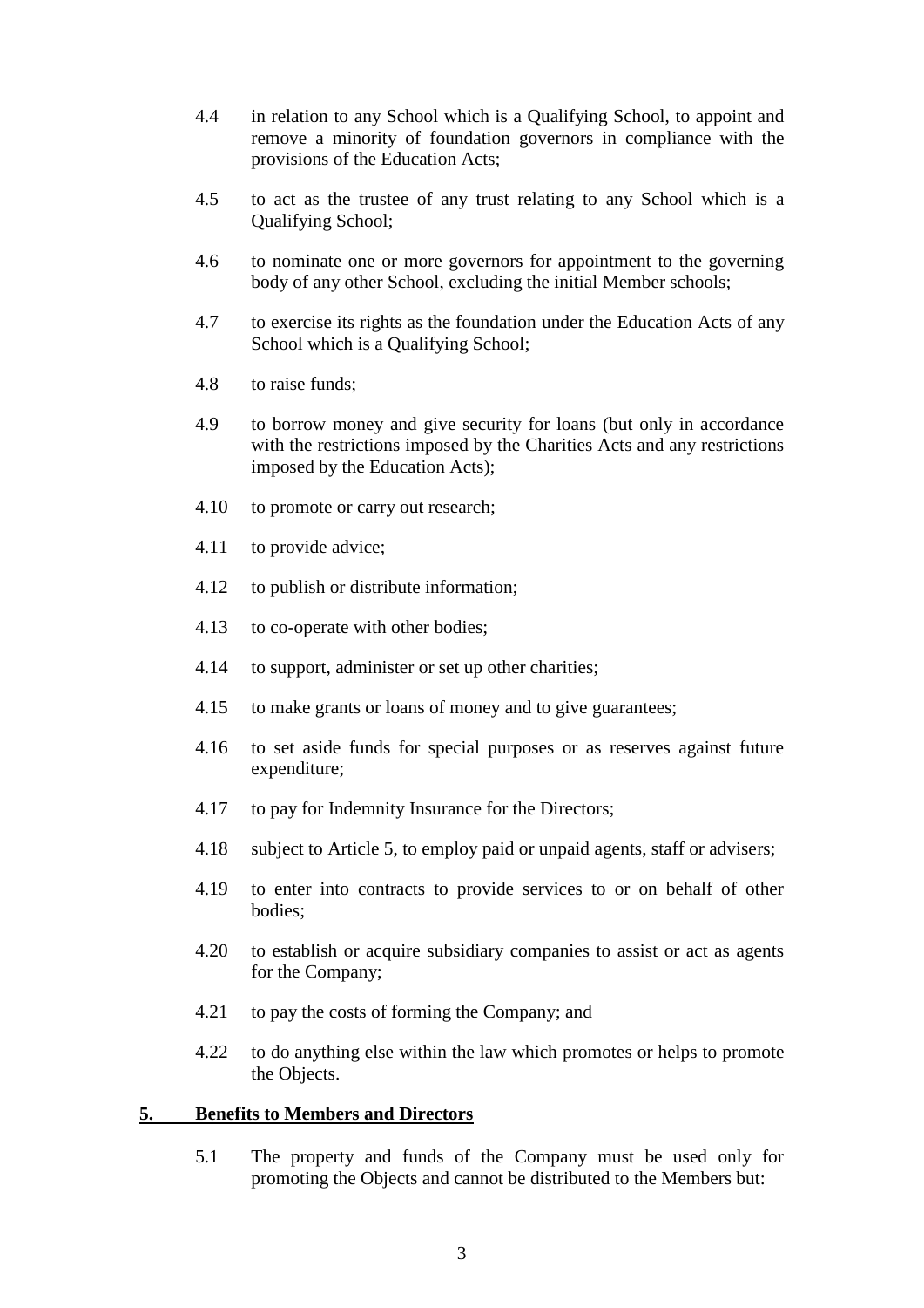4.4 in relation to any School which is a Qualifying School, to appoint and remove a minority of foundation governors in compliance with the provisions of the Education Acts;

4.5 to act as the trustee of any trust relating to any School which is a Qualifying School;

4.6 to nominate one or more governors for appointment to the governing body of any other School, excluding the initial Member schools;

4.7 to exercise its rights as the foundation under the Education Acts of any School which is a Qualifying School;

4.8 to raise funds;

4.9 to borrow money and give security for loans (but only in accordance with the restrictions imposed by the Charities Acts and any restrictions imposed by the Education Acts);

4.10 to promote or carry out research;

4.11 to provide advice;

4.12 to publish or distribute information;

4.13 to co-operate with other bodies;

4.14 to support, administer or set up other charities;

4.15 to make grants or loans of money and to give guarantees;

4.16 to set aside funds for special purposes or as reserves against future expenditure;

4.17 to pay for Indemnity Insurance for the Directors;

4.18 subject to Article 5, to employ paid or unpaid agents, staff or advisers;

4.19 to enter into contracts to provide services to or on behalf of other bodies;

4.20 to establish or acquire subsidiary companies to assist or act as agents for the Company;

4.21 to pay the costs of forming the Company; and

4.22 to do anything else within the law which promotes or helps to promote the Objects.

## 5. Benefits to Members and Directors

5.1 The property and funds of the Company must be used only for promoting the Objects and cannot be distributed to the Members but: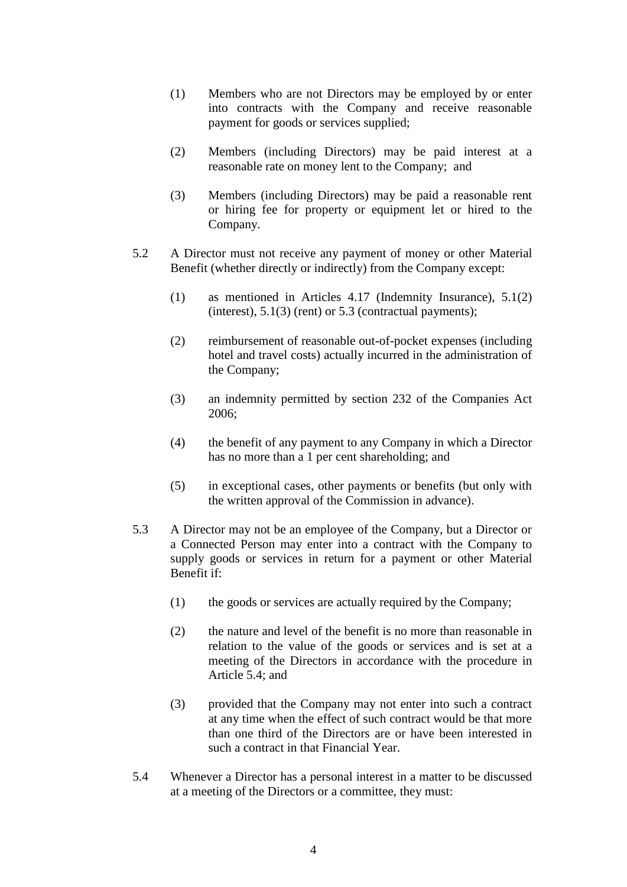(1) Members who are not Directors may be employed by or enter into contracts with the Company and receive reasonable payment for goods or services supplied;

(2) Members (including Directors) may be paid interest at a reasonable rate on money lent to the Company; and

(3) Members (including Directors) may be paid a reasonable rent or hiring fee for property or equipment let or hired to the Company.

5.2 A Director must not receive any payment of money or other Material Benefit (whether directly or indirectly) from the Company except:

(1) as mentioned in Articles 4.17 (Indemnity Insurance), 5.1(2) (interest), 5.1(3) (rent) or 5.3 (contractual payments);

(2) reimbursement of reasonable out-of-pocket expenses (including hotel and travel costs) actually incurred in the administration of the Company;

(3) an indemnity permitted by section 232 of the Companies Act 2006;

(4) the benefit of any payment to any Company in which a Director has no more than a 1 per cent shareholding; and

(5) in exceptional cases, other payments or benefits (but only with the written approval of the Commission in advance).

5.3 A Director may not be an employee of the Company, but a Director or a Connected Person may enter into a contract with the Company to supply goods or services in return for a payment or other Material Benefit if:

(1) the goods or services are actually required by the Company;

(2) the nature and level of the benefit is no more than reasonable in relation to the value of the goods or services and is set at a meeting of the Directors in accordance with the procedure in Article 5.4; and

(3) provided that the Company may not enter into such a contract at any time when the effect of such contract would be that more than one third of the Directors are or have been interested in such a contract in that Financial Year.

5.4 Whenever a Director has a personal interest in a matter to be discussed at a meeting of the Directors or a committee, they must: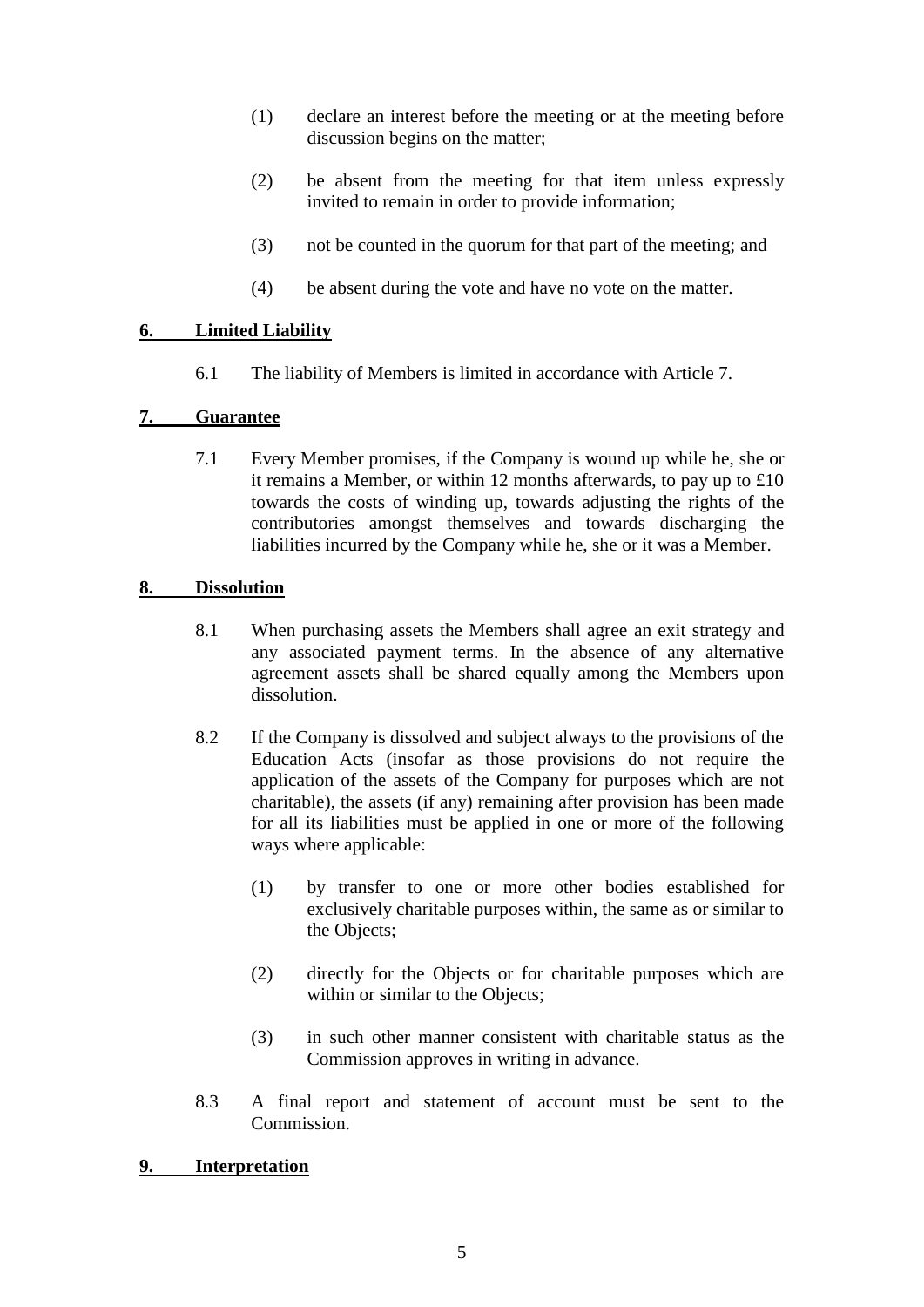(1) declare an interest before the meeting or at the meeting before discussion begins on the matter;

(2) be absent from the meeting for that item unless expressly invited to remain in order to provide information;

(3) not be counted in the quorum for that part of the meeting; and

(4) be absent during the vote and have no vote on the matter.

## 6. Limited Liability

6.1 The liability of Members is limited in accordance with Article 7.

## 7. Guarantee

7.1 Every Member promises, if the Company is wound up while he, she or it remains a Member, or within 12 months afterwards, to pay up to £10 towards the costs of winding up, towards adjusting the rights of the contributories amongst themselves and towards discharging the liabilities incurred by the Company while he, she or it was a Member.

## 8. Dissolution

8.1 When purchasing assets the Members shall agree an exit strategy and any associated payment terms. In the absence of any alternative agreement assets shall be shared equally among the Members upon dissolution.

8.2 If the Company is dissolved and subject always to the provisions of the Education Acts (insofar as those provisions do not require the application of the assets of the Company for purposes which are not charitable), the assets (if any) remaining after provision has been made for all its liabilities must be applied in one or more of the following ways where applicable:

(1) by transfer to one or more other bodies established for exclusively charitable purposes within, the same as or similar to the Objects;

(2) directly for the Objects or for charitable purposes which are within or similar to the Objects;

(3) in such other manner consistent with charitable status as the Commission approves in writing in advance.

8.3 A final report and statement of account must be sent to the Commission.

## 9. Interpretation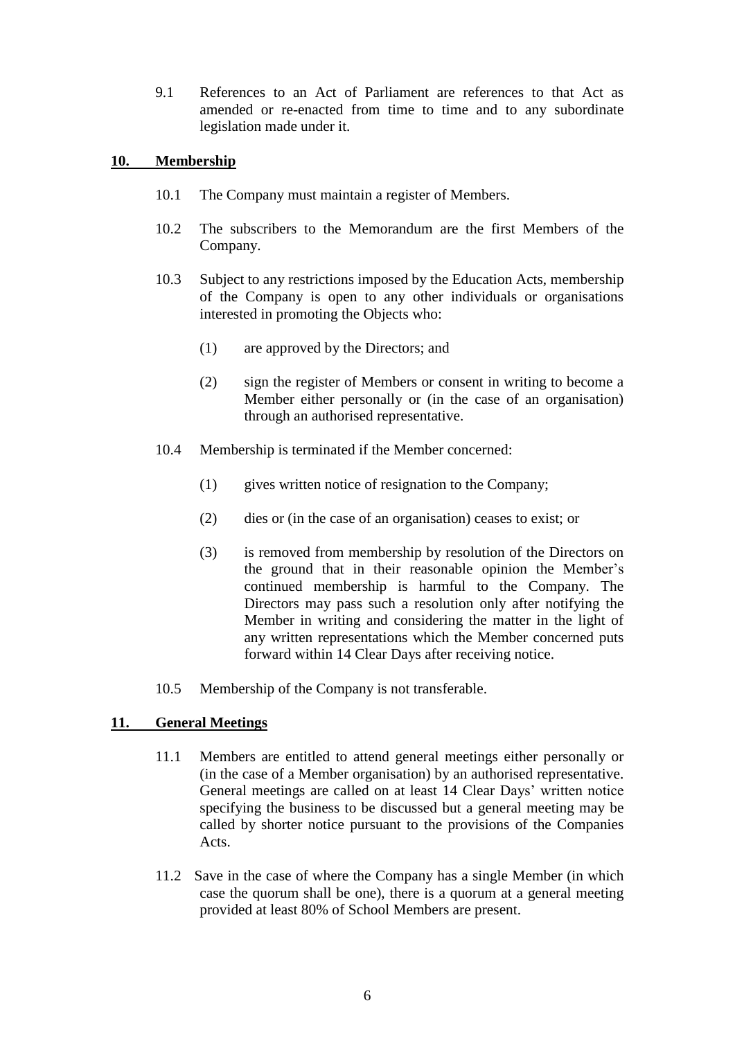9.1 References to an Act of Parliament are references to that Act as amended or re-enacted from time to time and to any subordinate legislation made under it.

## 10. Membership

10.1 The Company must maintain a register of Members.

10.2 The subscribers to the Memorandum are the first Members of the Company.

10.3 Subject to any restrictions imposed by the Education Acts, membership of the Company is open to any other individuals or organisations interested in promoting the Objects who:

(1) are approved by the Directors; and

(2) sign the register of Members or consent in writing to become a Member either personally or (in the case of an organisation) through an authorised representative.

10.4 Membership is terminated if the Member concerned:

(1) gives written notice of resignation to the Company;

(2) dies or (in the case of an organisation) ceases to exist; or

(3) is removed from membership by resolution of the Directors on the ground that in their reasonable opinion the Member's continued membership is harmful to the Company. The Directors may pass such a resolution only after notifying the Member in writing and considering the matter in the light of any written representations which the Member concerned puts forward within 14 Clear Days after receiving notice.

10.5 Membership of the Company is not transferable.

## 11. General Meetings

11.1 Members are entitled to attend general meetings either personally or (in the case of a Member organisation) by an authorised representative. General meetings are called on at least 14 Clear Days' written notice specifying the business to be discussed but a general meeting may be called by shorter notice pursuant to the provisions of the Companies Acts.

11.2 Save in the case of where the Company has a single Member (in which case the quorum shall be one), there is a quorum at a general meeting provided at least 80% of School Members are present.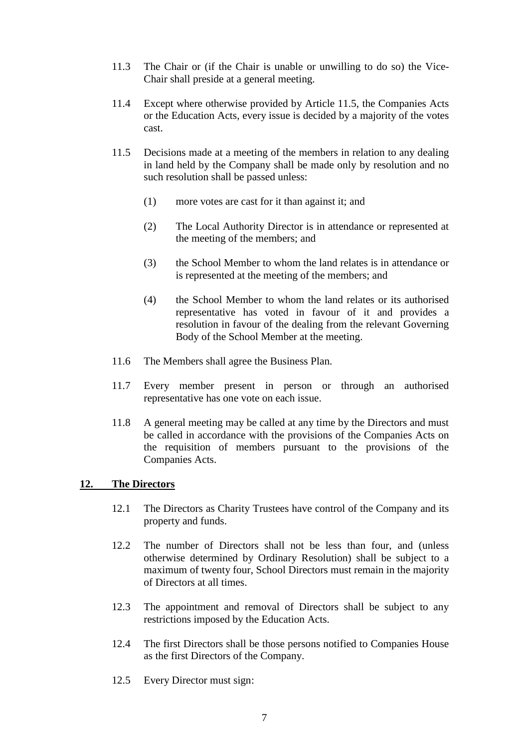11.3 The Chair or (if the Chair is unable or unwilling to do so) the Vice-Chair shall preside at a general meeting.

11.4 Except where otherwise provided by Article 11.5, the Companies Acts or the Education Acts, every issue is decided by a majority of the votes cast.

11.5 Decisions made at a meeting of the members in relation to any dealing in land held by the Company shall be made only by resolution and no such resolution shall be passed unless:

(1) more votes are cast for it than against it; and

(2) The Local Authority Director is in attendance or represented at the meeting of the members; and

(3) the School Member to whom the land relates is in attendance or is represented at the meeting of the members; and

(4) the School Member to whom the land relates or its authorised representative has voted in favour of it and provides a resolution in favour of the dealing from the relevant Governing Body of the School Member at the meeting.

11.6 The Members shall agree the Business Plan.

11.7 Every member present in person or through an authorised representative has one vote on each issue.

11.8 A general meeting may be called at any time by the Directors and must be called in accordance with the provisions of the Companies Acts on the requisition of members pursuant to the provisions of the Companies Acts.

## 12. The Directors

12.1 The Directors as Charity Trustees have control of the Company and its property and funds.

12.2 The number of Directors shall not be less than four, and (unless otherwise determined by Ordinary Resolution) shall be subject to a maximum of twenty four, School Directors must remain in the majority of Directors at all times.

12.3 The appointment and removal of Directors shall be subject to any restrictions imposed by the Education Acts.

12.4 The first Directors shall be those persons notified to Companies House as the first Directors of the Company.

12.5 Every Director must sign: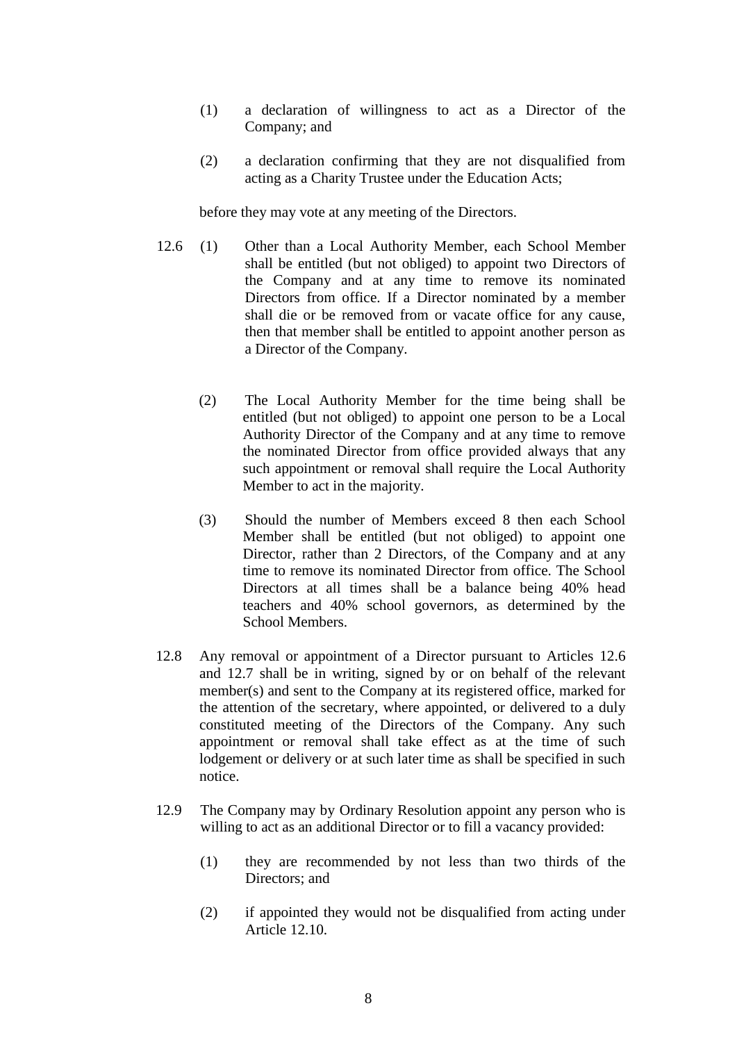(1) a declaration of willingness to act as a Director of the Company; and

(2) a declaration confirming that they are not disqualified from acting as a Charity Trustee under the Education Acts;

before they may vote at any meeting of the Directors.

12.6 (1) Other than a Local Authority Member, each School Member shall be entitled (but not obliged) to appoint two Directors of the Company and at any time to remove its nominated Directors from office. If a Director nominated by a member shall die or be removed from or vacate office for any cause, then that member shall be entitled to appoint another person as a Director of the Company.

(2) The Local Authority Member for the time being shall be entitled (but not obliged) to appoint one person to be a Local Authority Director of the Company and at any time to remove the nominated Director from office provided always that any such appointment or removal shall require the Local Authority Member to act in the majority.

(3) Should the number of Members exceed 8 then each School Member shall be entitled (but not obliged) to appoint one Director, rather than 2 Directors, of the Company and at any time to remove its nominated Director from office. The School Directors at all times shall be a balance being 40% head teachers and 40% school governors, as determined by the School Members.

12.8 Any removal or appointment of a Director pursuant to Articles 12.6 and 12.7 shall be in writing, signed by or on behalf of the relevant member(s) and sent to the Company at its registered office, marked for the attention of the secretary, where appointed, or delivered to a duly constituted meeting of the Directors of the Company. Any such appointment or removal shall take effect as at the time of such lodgement or delivery or at such later time as shall be specified in such notice.

12.9 The Company may by Ordinary Resolution appoint any person who is willing to act as an additional Director or to fill a vacancy provided:

(1) they are recommended by not less than two thirds of the Directors; and

(2) if appointed they would not be disqualified from acting under Article 12.10.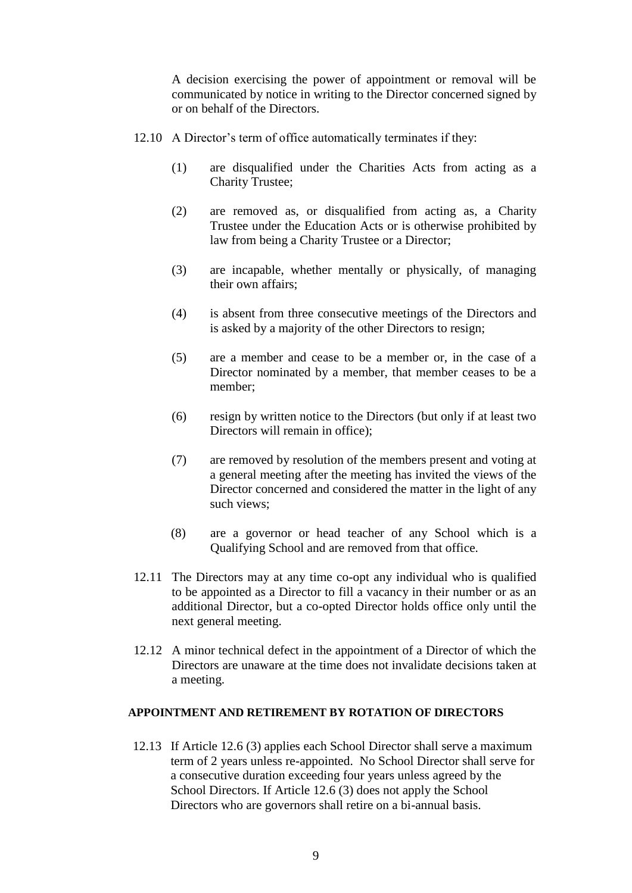A decision exercising the power of appointment or removal will be communicated by notice in writing to the Director concerned signed by or on behalf of the Directors.

12.10 A Director's term of office automatically terminates if they:

(1) are disqualified under the Charities Acts from acting as a Charity Trustee;

(2) are removed as, or disqualified from acting as, a Charity Trustee under the Education Acts or is otherwise prohibited by law from being a Charity Trustee or a Director;

(3) are incapable, whether mentally or physically, of managing their own affairs;

(4) is absent from three consecutive meetings of the Directors and is asked by a majority of the other Directors to resign;

(5) are a member and cease to be a member or, in the case of a Director nominated by a member, that member ceases to be a member;

(6) resign by written notice to the Directors (but only if at least two Directors will remain in office);

(7) are removed by resolution of the members present and voting at a general meeting after the meeting has invited the views of the Director concerned and considered the matter in the light of any such views;

(8) are a governor or head teacher of any School which is a Qualifying School and are removed from that office.

12.11 The Directors may at any time co-opt any individual who is qualified to be appointed as a Director to fill a vacancy in their number or as an additional Director, but a co-opted Director holds office only until the next general meeting.

12.12 A minor technical defect in the appointment of a Director of which the Directors are unaware at the time does not invalidate decisions taken at a meeting.

**APPOINTMENT AND RETIREMENT BY ROTATION OF DIRECTORS**

12.13 If Article 12.6 (3) applies each School Director shall serve a maximum term of 2 years unless re-appointed. No School Director shall serve for a consecutive duration exceeding four years unless agreed by the School Directors. If Article 12.6 (3) does not apply the School Directors who are governors shall retire on a bi-annual basis.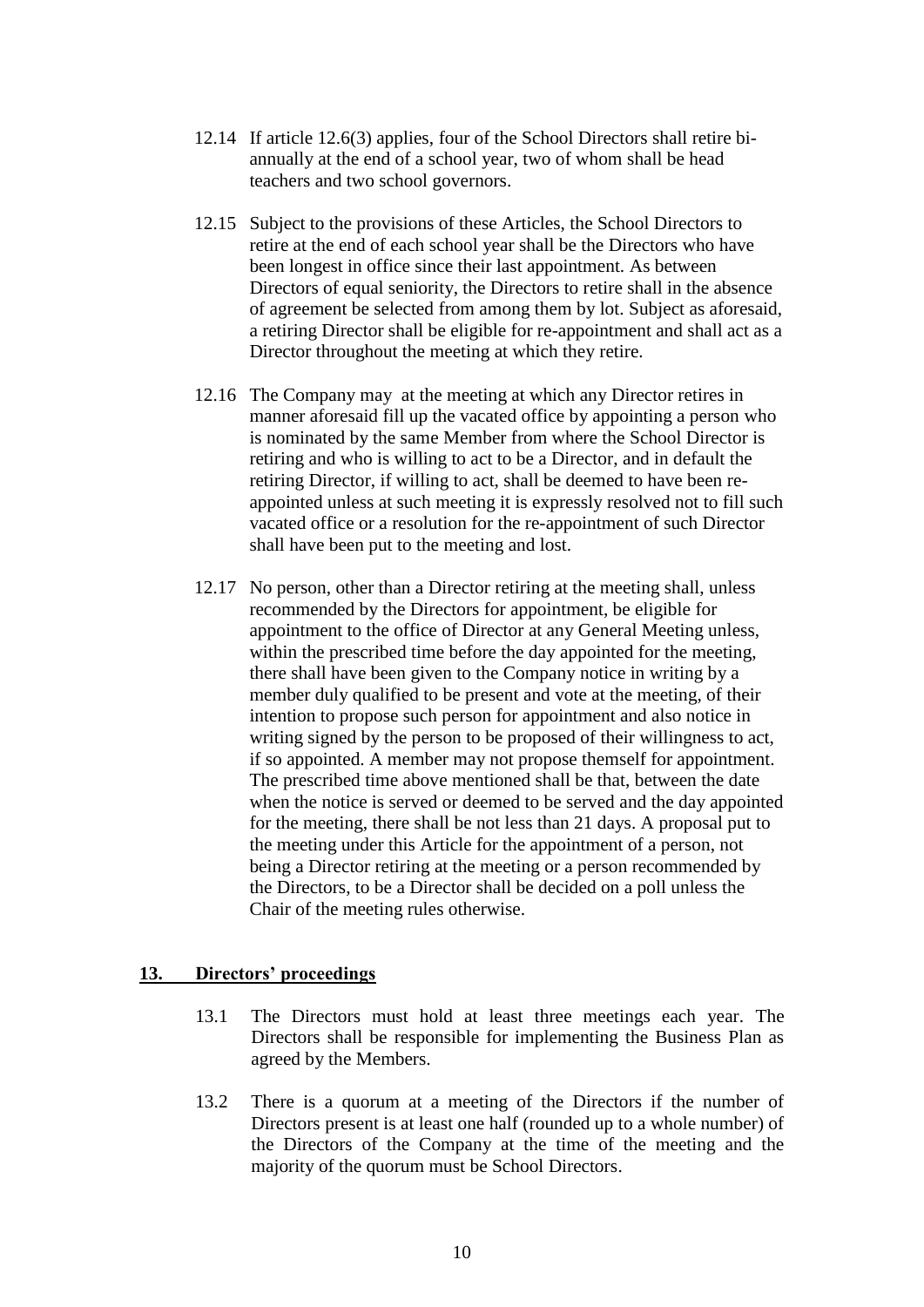12.14 If article 12.6(3) applies, four of the School Directors shall retire bi-annually at the end of a school year, two of whom shall be head teachers and two school governors.

12.15 Subject to the provisions of these Articles, the School Directors to retire at the end of each school year shall be the Directors who have been longest in office since their last appointment. As between Directors of equal seniority, the Directors to retire shall in the absence of agreement be selected from among them by lot. Subject as aforesaid, a retiring Director shall be eligible for re-appointment and shall act as a Director throughout the meeting at which they retire.

12.16 The Company may at the meeting at which any Director retires in manner aforesaid fill up the vacated office by appointing a person who is nominated by the same Member from where the School Director is retiring and who is willing to act to be a Director, and in default the retiring Director, if willing to act, shall be deemed to have been re-appointed unless at such meeting it is expressly resolved not to fill such vacated office or a resolution for the re-appointment of such Director shall have been put to the meeting and lost.

12.17 No person, other than a Director retiring at the meeting shall, unless recommended by the Directors for appointment, be eligible for appointment to the office of Director at any General Meeting unless, within the prescribed time before the day appointed for the meeting, there shall have been given to the Company notice in writing by a member duly qualified to be present and vote at the meeting, of their intention to propose such person for appointment and also notice in writing signed by the person to be proposed of their willingness to act, if so appointed. A member may not propose themself for appointment. The prescribed time above mentioned shall be that, between the date when the notice is served or deemed to be served and the day appointed for the meeting, there shall be not less than 21 days. A proposal put to the meeting under this Article for the appointment of a person, not being a Director retiring at the meeting or a person recommended by the Directors, to be a Director shall be decided on a poll unless the Chair of the meeting rules otherwise.

## 13. Directors' proceedings

13.1 The Directors must hold at least three meetings each year. The Directors shall be responsible for implementing the Business Plan as agreed by the Members.

13.2 There is a quorum at a meeting of the Directors if the number of Directors present is at least one half (rounded up to a whole number) of the Directors of the Company at the time of the meeting and the majority of the quorum must be School Directors.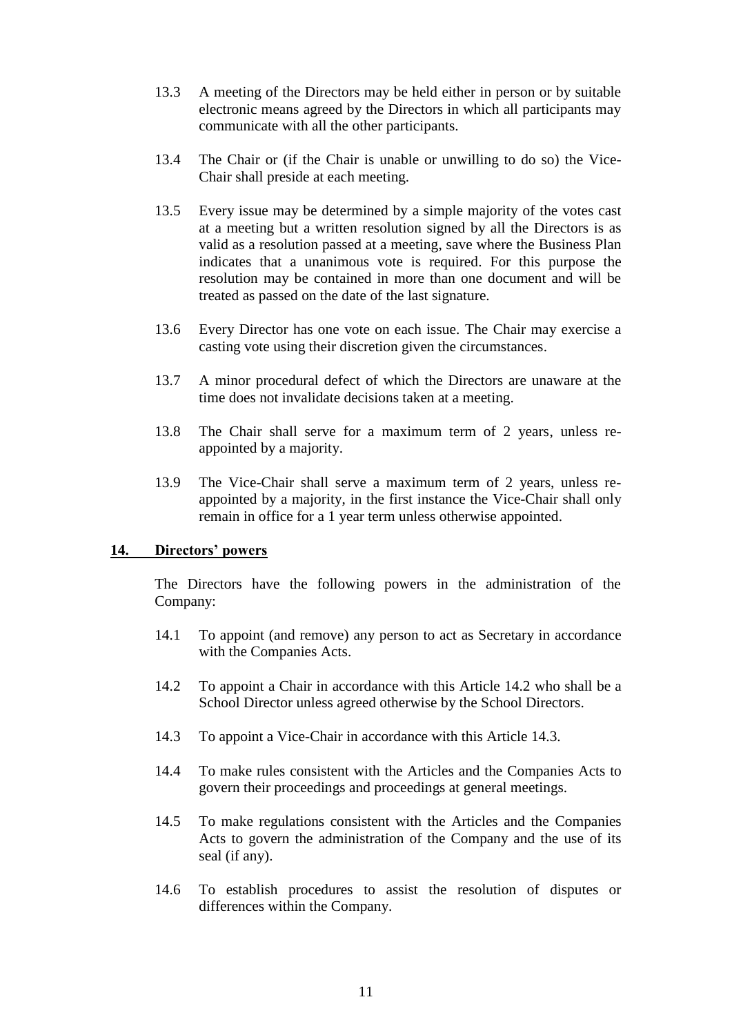13.3 A meeting of the Directors may be held either in person or by suitable electronic means agreed by the Directors in which all participants may communicate with all the other participants.

13.4 The Chair or (if the Chair is unable or unwilling to do so) the Vice-Chair shall preside at each meeting.

13.5 Every issue may be determined by a simple majority of the votes cast at a meeting but a written resolution signed by all the Directors is as valid as a resolution passed at a meeting, save where the Business Plan indicates that a unanimous vote is required. For this purpose the resolution may be contained in more than one document and will be treated as passed on the date of the last signature.

13.6 Every Director has one vote on each issue. The Chair may exercise a casting vote using their discretion given the circumstances.

13.7 A minor procedural defect of which the Directors are unaware at the time does not invalidate decisions taken at a meeting.

13.8 The Chair shall serve for a maximum term of 2 years, unless re-appointed by a majority.

13.9 The Vice-Chair shall serve a maximum term of 2 years, unless re-appointed by a majority, in the first instance the Vice-Chair shall only remain in office for a 1 year term unless otherwise appointed.

## 14. Directors' powers

The Directors have the following powers in the administration of the Company:

14.1 To appoint (and remove) any person to act as Secretary in accordance with the Companies Acts.

14.2 To appoint a Chair in accordance with this Article 14.2 who shall be a School Director unless agreed otherwise by the School Directors.

14.3 To appoint a Vice-Chair in accordance with this Article 14.3.

14.4 To make rules consistent with the Articles and the Companies Acts to govern their proceedings and proceedings at general meetings.

14.5 To make regulations consistent with the Articles and the Companies Acts to govern the administration of the Company and the use of its seal (if any).

14.6 To establish procedures to assist the resolution of disputes or differences within the Company.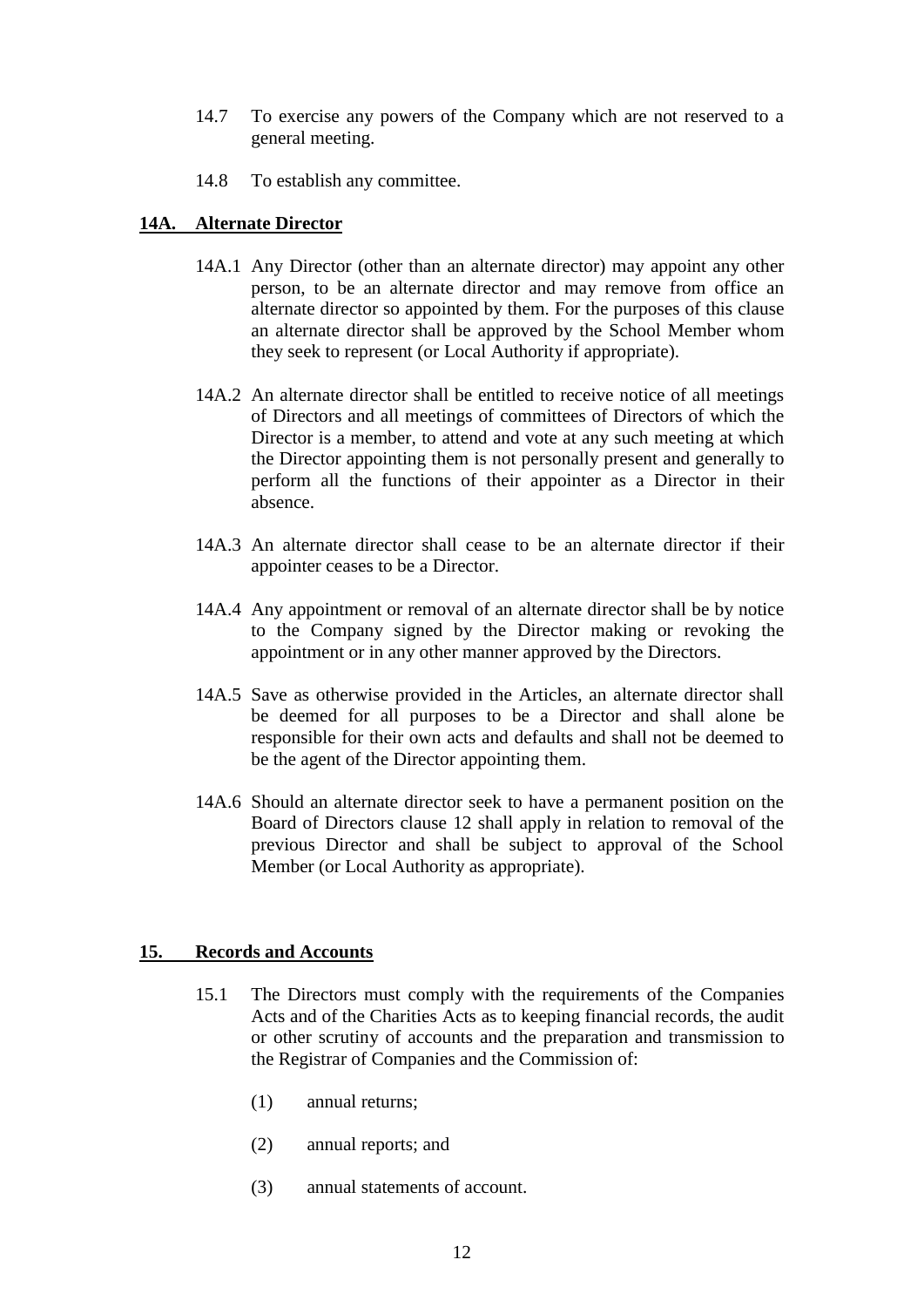14.7 To exercise any powers of the Company which are not reserved to a general meeting.

14.8 To establish any committee.

## 14A. Alternate Director

14A.1 Any Director (other than an alternate director) may appoint any other person, to be an alternate director and may remove from office an alternate director so appointed by them. For the purposes of this clause an alternate director shall be approved by the School Member whom they seek to represent (or Local Authority if appropriate).

14A.2 An alternate director shall be entitled to receive notice of all meetings of Directors and all meetings of committees of Directors of which the Director is a member, to attend and vote at any such meeting at which the Director appointing them is not personally present and generally to perform all the functions of their appointer as a Director in their absence.

14A.3 An alternate director shall cease to be an alternate director if their appointer ceases to be a Director.

14A.4 Any appointment or removal of an alternate director shall be by notice to the Company signed by the Director making or revoking the appointment or in any other manner approved by the Directors.

14A.5 Save as otherwise provided in the Articles, an alternate director shall be deemed for all purposes to be a Director and shall alone be responsible for their own acts and defaults and shall not be deemed to be the agent of the Director appointing them.

14A.6 Should an alternate director seek to have a permanent position on the Board of Directors clause 12 shall apply in relation to removal of the previous Director and shall be subject to approval of the School Member (or Local Authority as appropriate).

## 15. Records and Accounts

15.1 The Directors must comply with the requirements of the Companies Acts and of the Charities Acts as to keeping financial records, the audit or other scrutiny of accounts and the preparation and transmission to the Registrar of Companies and the Commission of:

(1) annual returns;

(2) annual reports; and

(3) annual statements of account.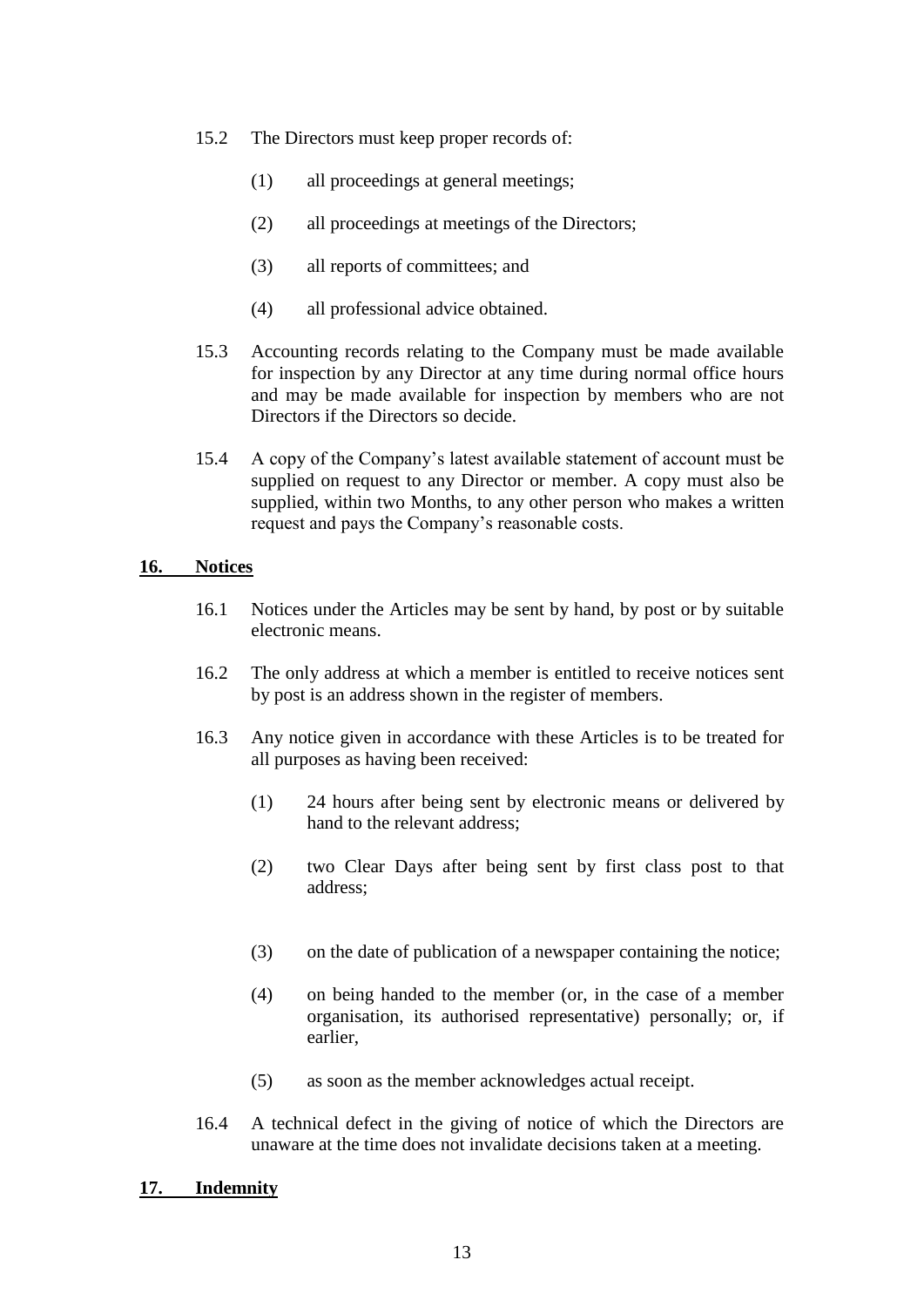15.2 The Directors must keep proper records of:

(1) all proceedings at general meetings;

(2) all proceedings at meetings of the Directors;

(3) all reports of committees; and

(4) all professional advice obtained.

15.3 Accounting records relating to the Company must be made available for inspection by any Director at any time during normal office hours and may be made available for inspection by members who are not Directors if the Directors so decide.

15.4 A copy of the Company's latest available statement of account must be supplied on request to any Director or member. A copy must also be supplied, within two Months, to any other person who makes a written request and pays the Company's reasonable costs.

## 16. Notices

16.1 Notices under the Articles may be sent by hand, by post or by suitable electronic means.

16.2 The only address at which a member is entitled to receive notices sent by post is an address shown in the register of members.

16.3 Any notice given in accordance with these Articles is to be treated for all purposes as having been received:

(1) 24 hours after being sent by electronic means or delivered by hand to the relevant address;

(2) two Clear Days after being sent by first class post to that address;

(3) on the date of publication of a newspaper containing the notice;

(4) on being handed to the member (or, in the case of a member organisation, its authorised representative) personally; or, if earlier,

(5) as soon as the member acknowledges actual receipt.

16.4 A technical defect in the giving of notice of which the Directors are unaware at the time does not invalidate decisions taken at a meeting.

## 17. Indemnity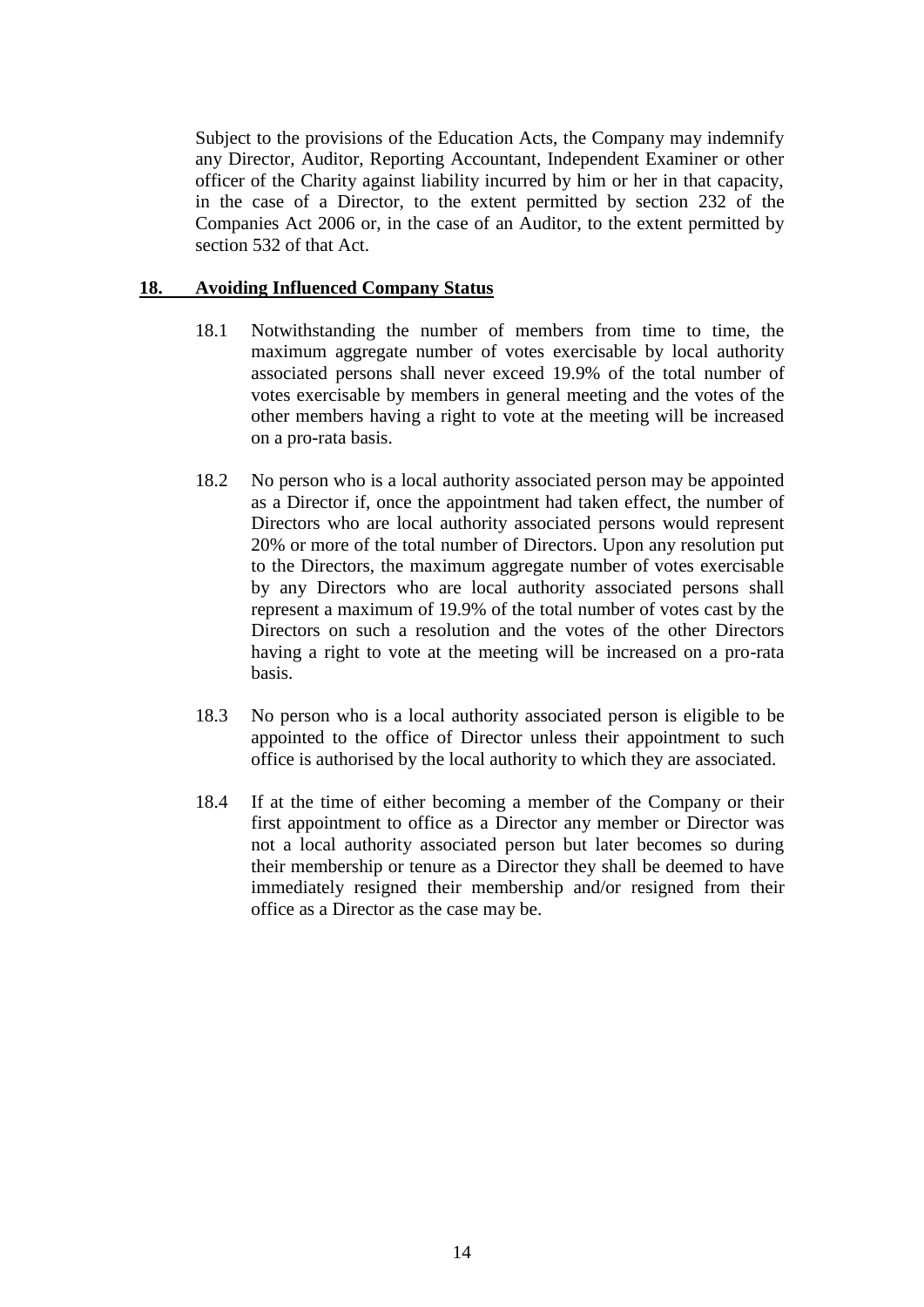Subject to the provisions of the Education Acts, the Company may indemnify any Director, Auditor, Reporting Accountant, Independent Examiner or other officer of the Charity against liability incurred by him or her in that capacity, in the case of a Director, to the extent permitted by section 232 of the Companies Act 2006 or, in the case of an Auditor, to the extent permitted by section 532 of that Act.

## 18. Avoiding Influenced Company Status

18.1 Notwithstanding the number of members from time to time, the maximum aggregate number of votes exercisable by local authority associated persons shall never exceed 19.9% of the total number of votes exercisable by members in general meeting and the votes of the other members having a right to vote at the meeting will be increased on a pro-rata basis.

18.2 No person who is a local authority associated person may be appointed as a Director if, once the appointment had taken effect, the number of Directors who are local authority associated persons would represent 20% or more of the total number of Directors. Upon any resolution put to the Directors, the maximum aggregate number of votes exercisable by any Directors who are local authority associated persons shall represent a maximum of 19.9% of the total number of votes cast by the Directors on such a resolution and the votes of the other Directors having a right to vote at the meeting will be increased on a pro-rata basis.

18.3 No person who is a local authority associated person is eligible to be appointed to the office of Director unless their appointment to such office is authorised by the local authority to which they are associated.

18.4 If at the time of either becoming a member of the Company or their first appointment to office as a Director any member or Director was not a local authority associated person but later becomes so during their membership or tenure as a Director they shall be deemed to have immediately resigned their membership and/or resigned from their office as a Director as the case may be.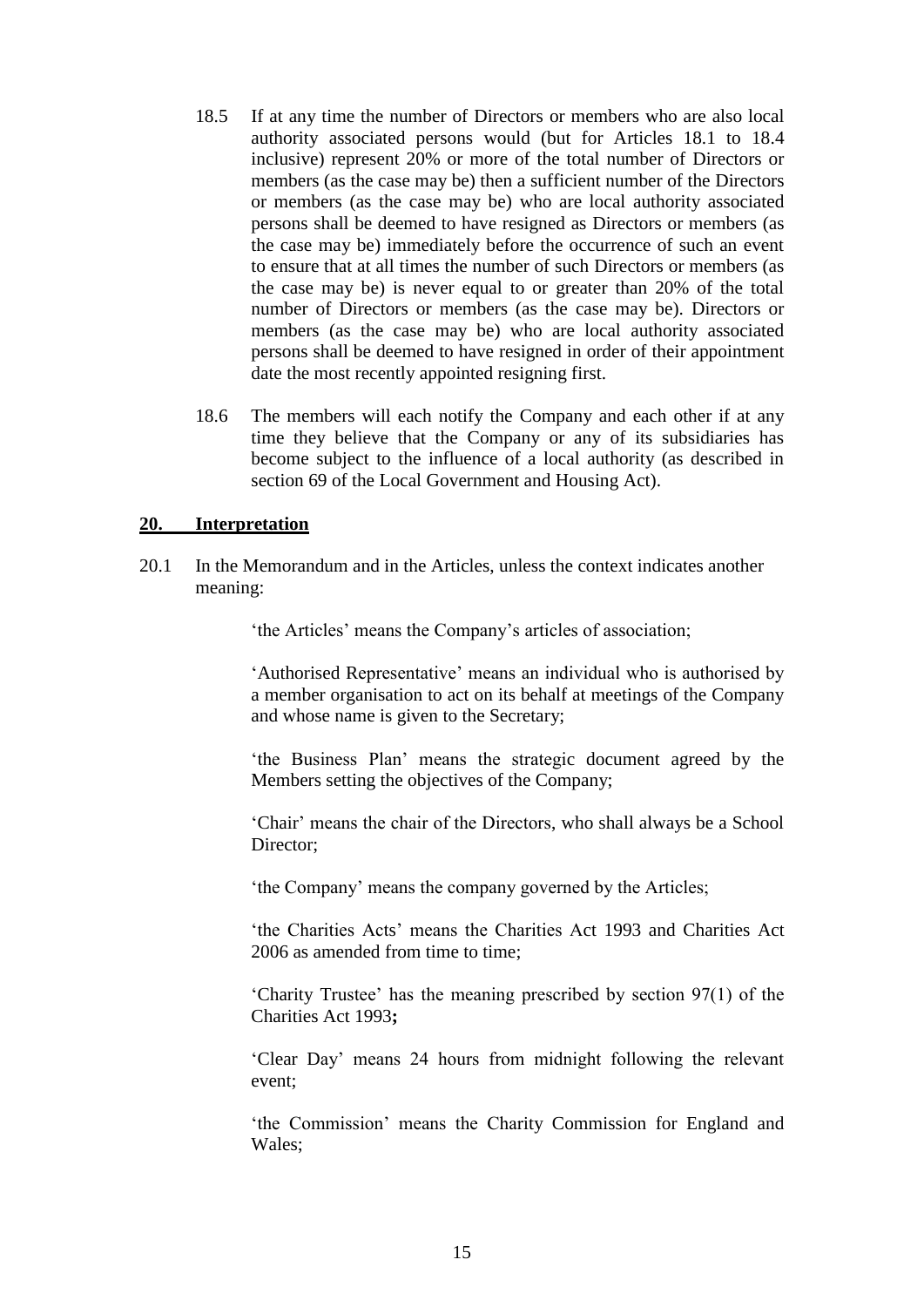18.5 If at any time the number of Directors or members who are also local authority associated persons would (but for Articles 18.1 to 18.4 inclusive) represent 20% or more of the total number of Directors or members (as the case may be) then a sufficient number of the Directors or members (as the case may be) who are local authority associated persons shall be deemed to have resigned as Directors or members (as the case may be) immediately before the occurrence of such an event to ensure that at all times the number of such Directors or members (as the case may be) is never equal to or greater than 20% of the total number of Directors or members (as the case may be). Directors or members (as the case may be) who are local authority associated persons shall be deemed to have resigned in order of their appointment date the most recently appointed resigning first.

18.6 The members will each notify the Company and each other if at any time they believe that the Company or any of its subsidiaries has become subject to the influence of a local authority (as described in section 69 of the Local Government and Housing Act).

## 20. Interpretation

20.1 In the Memorandum and in the Articles, unless the context indicates another meaning:

'the Articles' means the Company's articles of association;

'Authorised Representative' means an individual who is authorised by a member organisation to act on its behalf at meetings of the Company and whose name is given to the Secretary;

'the Business Plan' means the strategic document agreed by the Members setting the objectives of the Company;

'Chair' means the chair of the Directors, who shall always be a School Director;

'the Company' means the company governed by the Articles;

'the Charities Acts' means the Charities Act 1993 and Charities Act 2006 as amended from time to time;

'Charity Trustee' has the meaning prescribed by section 97(1) of the Charities Act 1993**;**

'Clear Day' means 24 hours from midnight following the relevant event;

'the Commission' means the Charity Commission for England and Wales;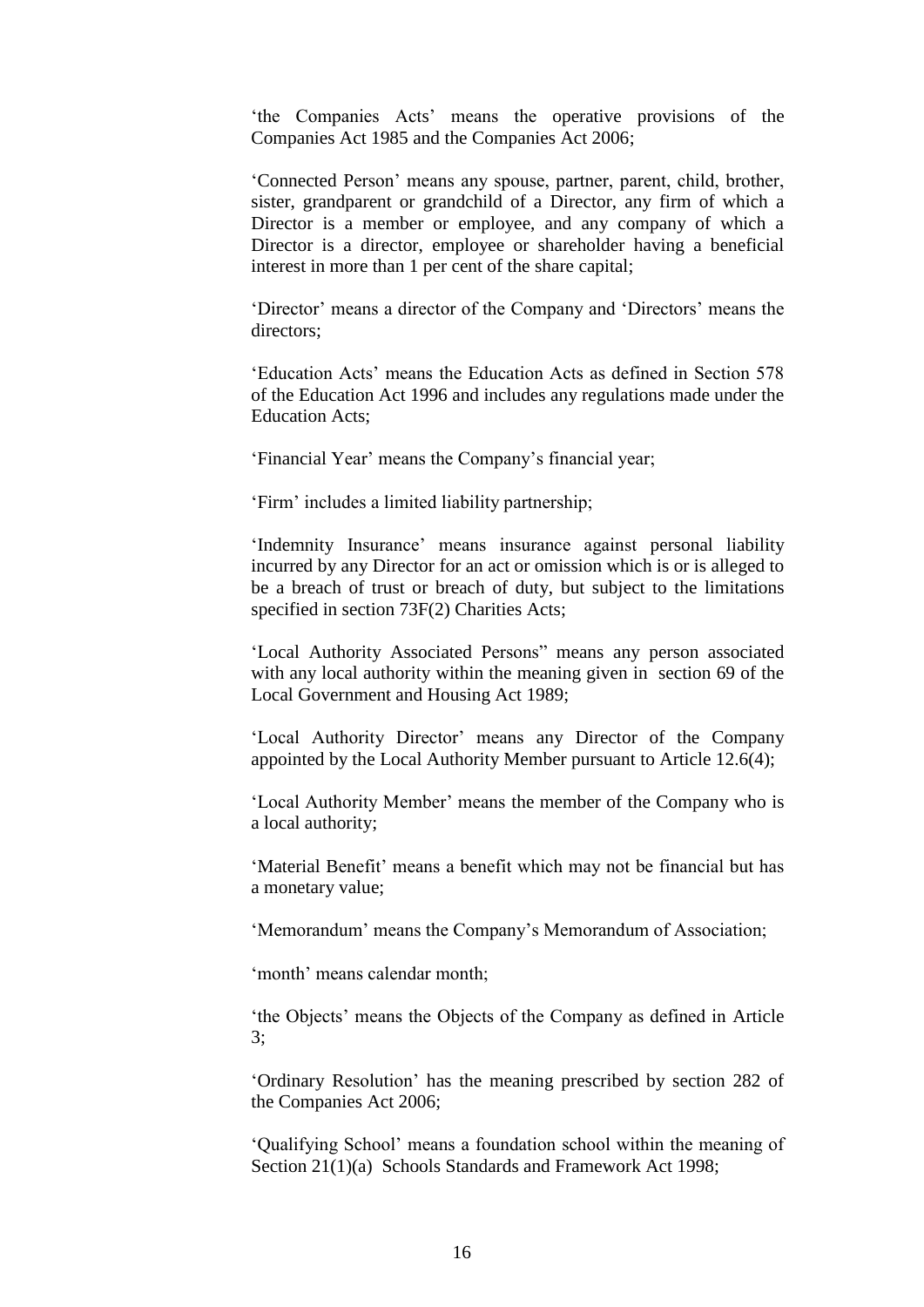'the Companies Acts' means the operative provisions of the Companies Act 1985 and the Companies Act 2006;

'Connected Person' means any spouse, partner, parent, child, brother, sister, grandparent or grandchild of a Director, any firm of which a Director is a member or employee, and any company of which a Director is a director, employee or shareholder having a beneficial interest in more than 1 per cent of the share capital;

'Director' means a director of the Company and 'Directors' means the directors;

'Education Acts' means the Education Acts as defined in Section 578 of the Education Act 1996 and includes any regulations made under the Education Acts;

'Financial Year' means the Company's financial year;

'Firm' includes a limited liability partnership;

'Indemnity Insurance' means insurance against personal liability incurred by any Director for an act or omission which is or is alleged to be a breach of trust or breach of duty, but subject to the limitations specified in section 73F(2) Charities Acts;

'Local Authority Associated Persons" means any person associated with any local authority within the meaning given in section 69 of the Local Government and Housing Act 1989;

'Local Authority Director' means any Director of the Company appointed by the Local Authority Member pursuant to Article 12.6(4);

'Local Authority Member' means the member of the Company who is a local authority;

'Material Benefit' means a benefit which may not be financial but has a monetary value;

'Memorandum' means the Company's Memorandum of Association;

'month' means calendar month;

'the Objects' means the Objects of the Company as defined in Article 3;

'Ordinary Resolution' has the meaning prescribed by section 282 of the Companies Act 2006;

'Qualifying School' means a foundation school within the meaning of Section 21(1)(a) Schools Standards and Framework Act 1998;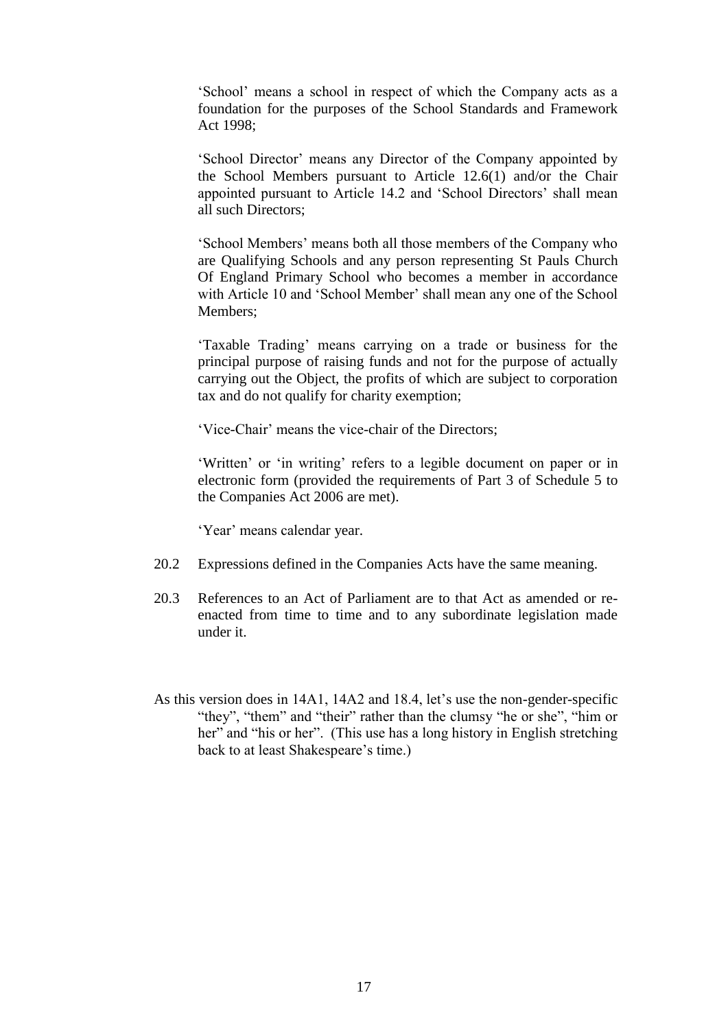'School' means a school in respect of which the Company acts as a foundation for the purposes of the School Standards and Framework Act 1998;

'School Director' means any Director of the Company appointed by the School Members pursuant to Article 12.6(1) and/or the Chair appointed pursuant to Article 14.2 and 'School Directors' shall mean all such Directors;

'School Members' means both all those members of the Company who are Qualifying Schools and any person representing St Pauls Church Of England Primary School who becomes a member in accordance with Article 10 and 'School Member' shall mean any one of the School Members;

'Taxable Trading' means carrying on a trade or business for the principal purpose of raising funds and not for the purpose of actually carrying out the Object, the profits of which are subject to corporation tax and do not qualify for charity exemption;

'Vice-Chair' means the vice-chair of the Directors;

'Written' or 'in writing' refers to a legible document on paper or in electronic form (provided the requirements of Part 3 of Schedule 5 to the Companies Act 2006 are met).

'Year' means calendar year.

20.2 Expressions defined in the Companies Acts have the same meaning.

20.3 References to an Act of Parliament are to that Act as amended or re-enacted from time to time and to any subordinate legislation made under it.

As this version does in 14A1, 14A2 and 18.4, let's use the non-gender-specific "they", "them" and "their" rather than the clumsy "he or she", "him or her" and "his or her". (This use has a long history in English stretching back to at least Shakespeare's time.)